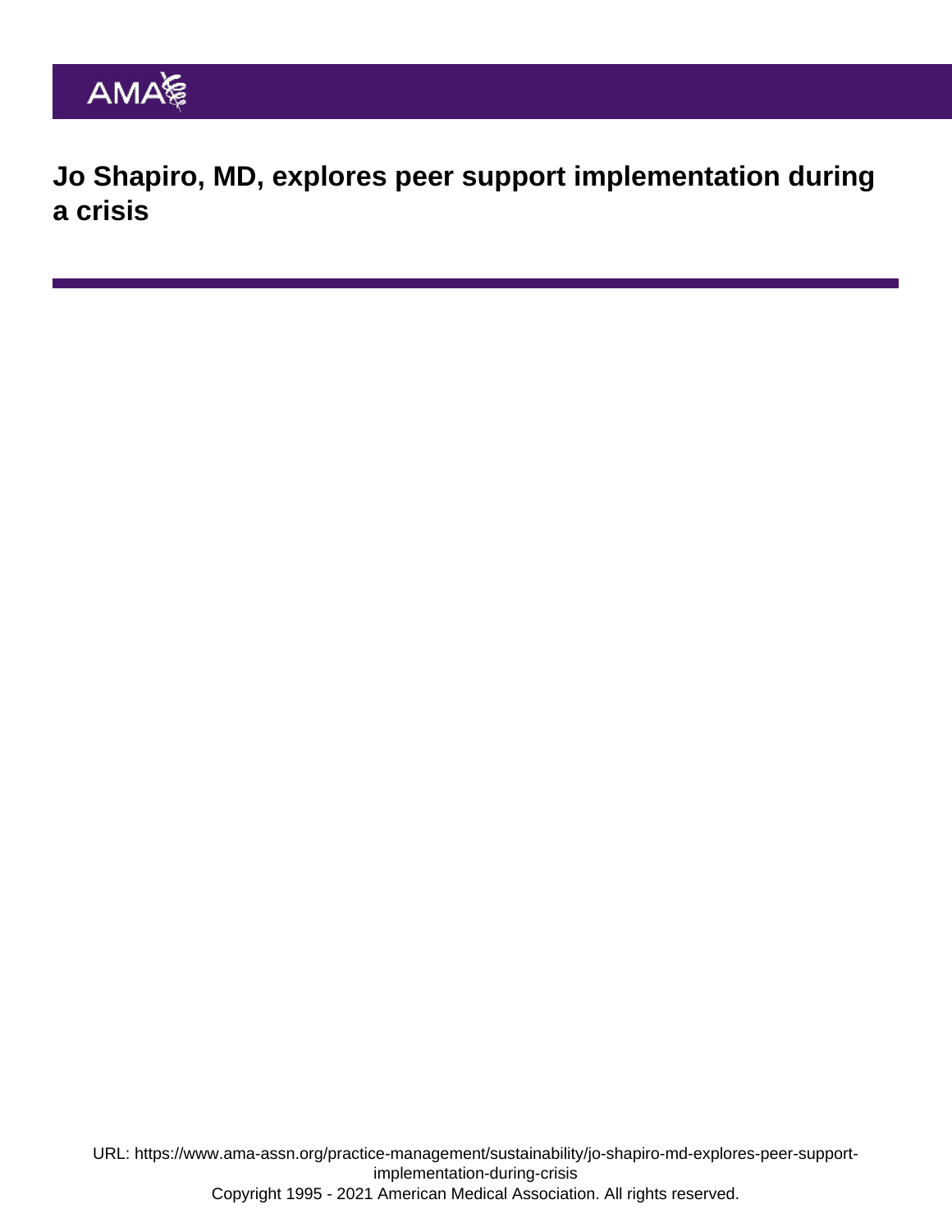# Jo Shapiro, MD, explores peer support implementation during a crisis

URL: https://www.ama-assn.org/practice-management/sustainability/jo-shapiro-md-explores-peer-support-implementation-during-crisis

Copyright 1995 - 2021 American Medical Association. All rights reserved.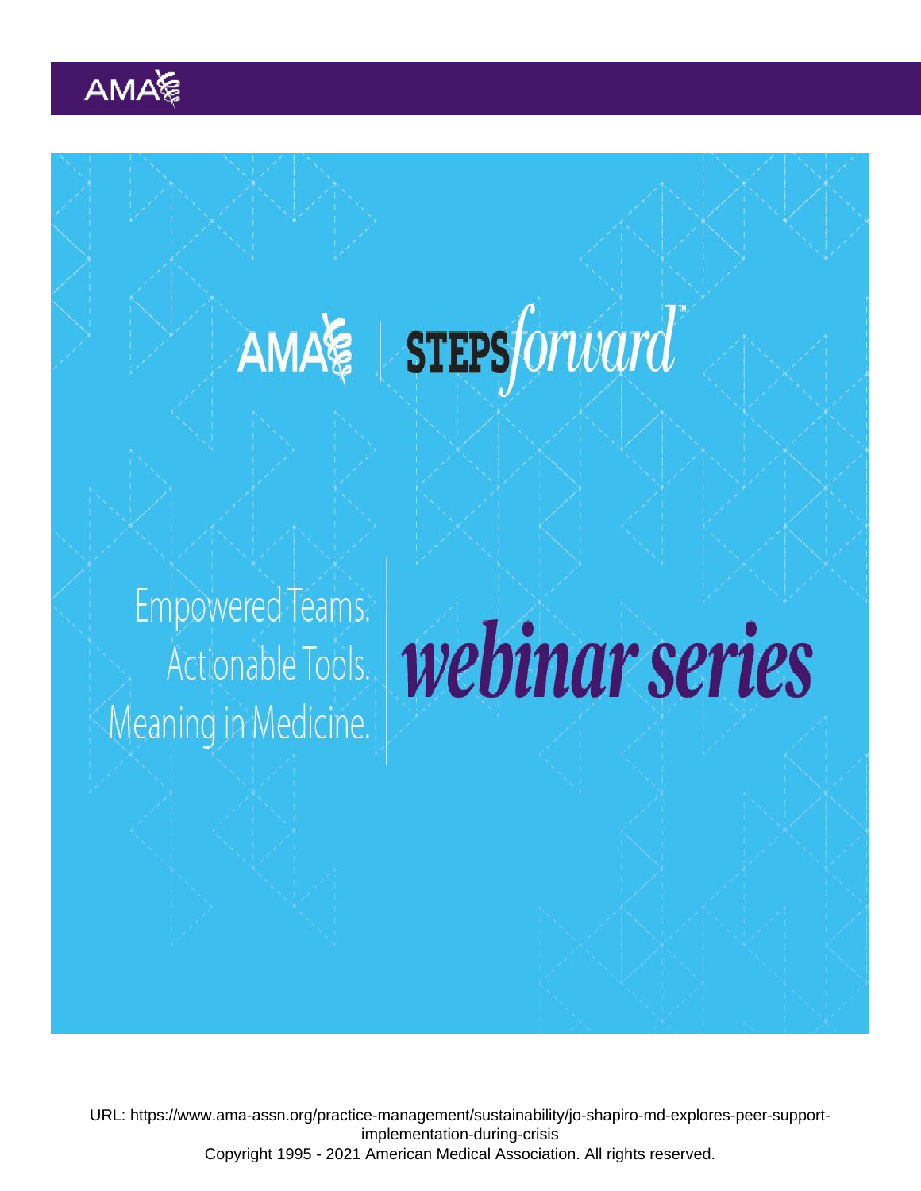AMA | STEPS*forward*™

Empowered Teams.
Actionable Tools.
Meaning in Medicine.

***webinar series***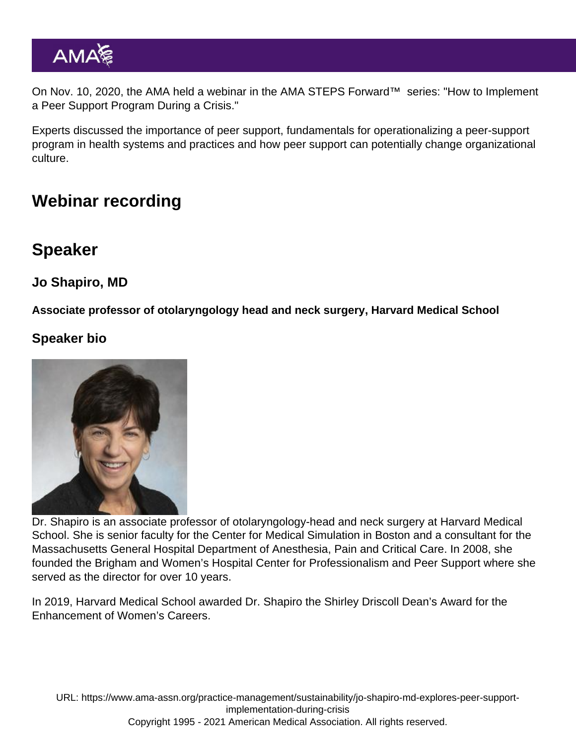On Nov. 10, 2020, the AMA held a webinar in the AMA STEPS Forward™ series: "How to Implement a Peer Support Program During a Crisis."

Experts discussed the importance of peer support, fundamentals for operationalizing a peer-support program in health systems and practices and how peer support can potentially change organizational culture.

## Webinar recording

## Speaker

### Jo Shapiro, MD

**Associate professor of otolaryngology head and neck surgery, Harvard Medical School**

### Speaker bio

Dr. Shapiro is an associate professor of otolaryngology-head and neck surgery at Harvard Medical School. She is senior faculty for the Center for Medical Simulation in Boston and a consultant for the Massachusetts General Hospital Department of Anesthesia, Pain and Critical Care. In 2008, she founded the Brigham and Women's Hospital Center for Professionalism and Peer Support where she served as the director for over 10 years.

In 2019, Harvard Medical School awarded Dr. Shapiro the Shirley Driscoll Dean's Award for the Enhancement of Women's Careers.